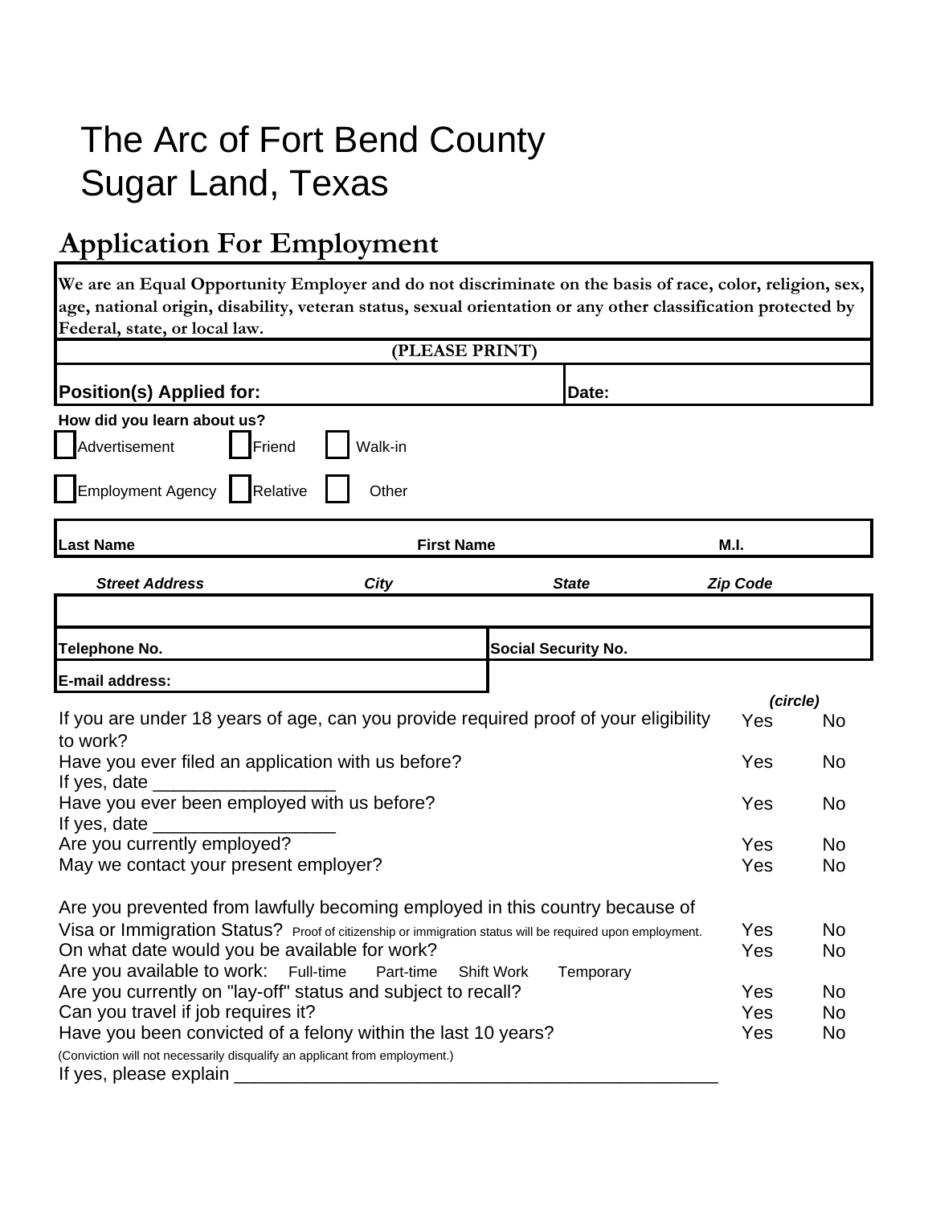# The Arc of Fort Bend County
# Sugar Land, Texas

## Application For Employment

**We are an Equal Opportunity Employer and do not discriminate on the basis of race, color, religion, sex, age, national origin, disability, veteran status, sexual orientation or any other classification protected by Federal, state, or local law.**

**(PLEASE PRINT)**

| **Position(s) Applied for:** | **Date:** |
|---|---|

**How did you learn about us?**

☐ Advertisement ☐ Friend ☐ Walk-in

☐ Employment Agency ☐ Relative ☐ Other

| **Last Name** | **First Name** | **M.I.** |
|---|---|---|

| ***Street Address*** | ***City*** | ***State*** | ***Zip Code*** |
|---|---|---|---|
| | | | |

| **Telephone No.** | **Social Security No.** |
|---|---|
| **E-mail address:** | |

| | ***(circle)*** | |
|---|---|---|
| If you are under 18 years of age, can you provide required proof of your eligibility to work? | Yes | No |
| Have you ever filed an application with us before? If yes, date __________________ | Yes | No |
| Have you ever been employed with us before? If yes, date __________________ | Yes | No |
| Are you currently employed? | Yes | No |
| May we contact your present employer? | Yes | No |
| Are you prevented from lawfully becoming employed in this country because of Visa or Immigration Status? Proof of citizenship or immigration status will be required upon employment. | Yes | No |
| On what date would you be available for work? | Yes | No |
| Are you available to work: Full-time Part-time Shift Work Temporary | | |
| Are you currently on "lay-off" status and subject to recall? | Yes | No |
| Can you travel if job requires it? | Yes | No |
| Have you been convicted of a felony within the last 10 years? | Yes | No |

(Conviction will not necessarily disqualify an applicant from employment.)

If yes, please explain __________________________________________________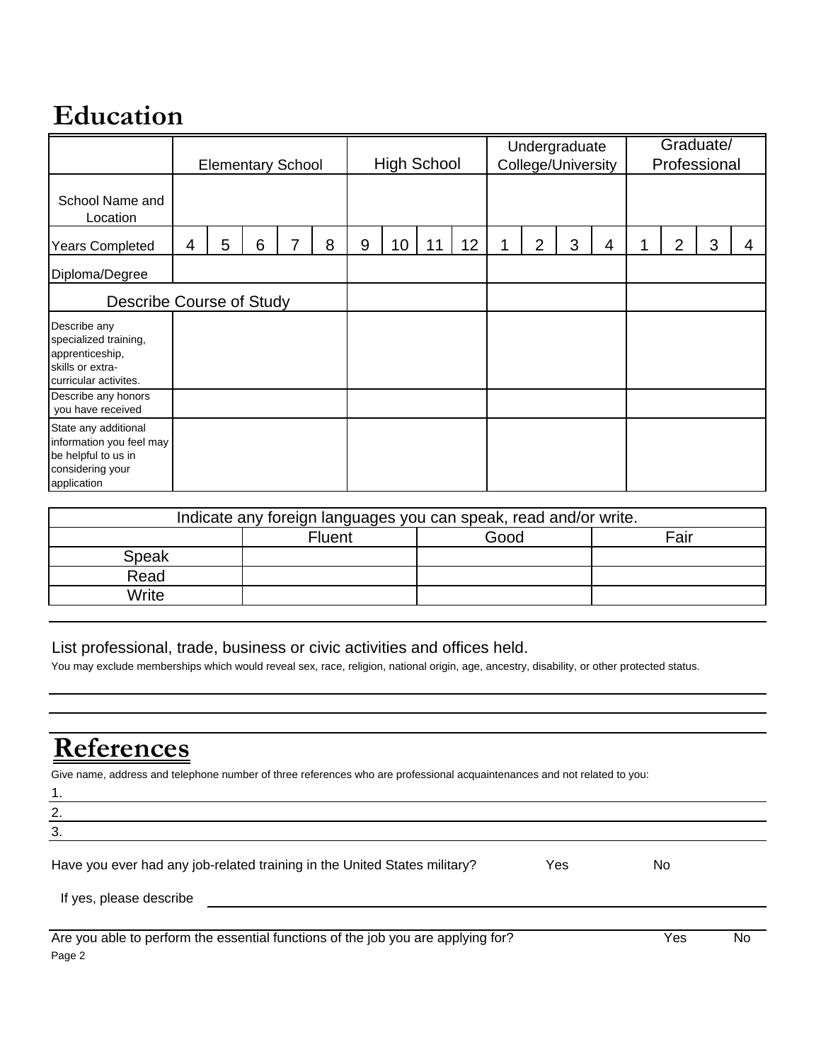# Education

| | Elementary School | | | | | High School | | | | Undergraduate College/University | | | | Graduate/ Professional | | | |
|---|---|---|---|---|---|---|---|---|---|---|---|---|---|---|---|---|---|
| School Name and Location | | | | | | | | | | | | | | | | | |
| Years Completed | 4 | 5 | 6 | 7 | 8 | 9 | 10 | 11 | 12 | 1 | 2 | 3 | 4 | 1 | 2 | 3 | 4 |
| Diploma/Degree | | | | | | | | | | | | | | | | | |
| Describe Course of Study | | | | | | | | | | | | | | | | | |
| Describe any specialized training, apprenticeship, skills or extra-curricular activites. | | | | | | | | | | | | | | | | | |
| Describe any honors you have received | | | | | | | | | | | | | | | | | |
| State any additional information you feel may be helpful to us in considering your application | | | | | | | | | | | | | | | | | |

| Indicate any foreign languages you can speak, read and/or write. | | | |
|---|---|---|---|
| | Fluent | Good | Fair |
| Speak | | | |
| Read | | | |
| Write | | | |

List professional, trade, business or civic activities and offices held.

You may exclude memberships which would reveal sex, race, religion, national origin, age, ancestry, disability, or other protected status.

# References

Give name, address and telephone number of three references who are professional acquaintenances and not related to you:

1.
2.
3.

Have you ever had any job-related training in the United States military? Yes No

If yes, please describe

Are you able to perform the essential functions of the job you are applying for? Yes No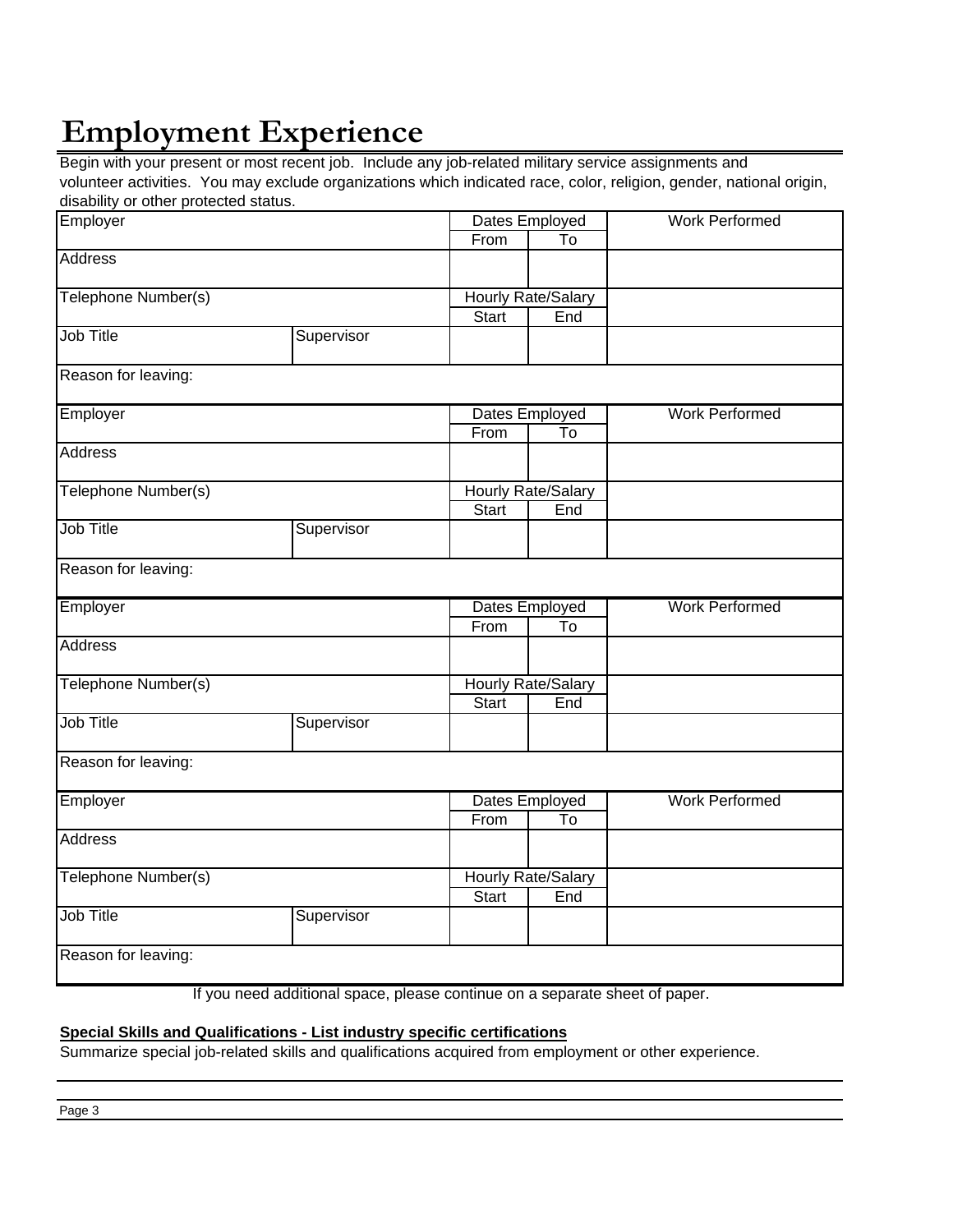# Employment Experience

Begin with your present or most recent job. Include any job-related military service assignments and volunteer activities. You may exclude organizations which indicated race, color, religion, gender, national origin, disability or other protected status.

| Employer | | Dates Employed | | Work Performed |
|---|---|---|---|---|
| | | From | To | |
| Address | | | | |
| Telephone Number(s) | | Hourly Rate/Salary | | |
| | | Start | End | |
| Job Title | Supervisor | | | |
| Reason for leaving: | | | | |

| Employer | | Dates Employed | | Work Performed |
|---|---|---|---|---|
| | | From | To | |
| Address | | | | |
| Telephone Number(s) | | Hourly Rate/Salary | | |
| | | Start | End | |
| Job Title | Supervisor | | | |
| Reason for leaving: | | | | |

| Employer | | Dates Employed | | Work Performed |
|---|---|---|---|---|
| | | From | To | |
| Address | | | | |
| Telephone Number(s) | | Hourly Rate/Salary | | |
| | | Start | End | |
| Job Title | Supervisor | | | |
| Reason for leaving: | | | | |

| Employer | | Dates Employed | | Work Performed |
|---|---|---|---|---|
| | | From | To | |
| Address | | | | |
| Telephone Number(s) | | Hourly Rate/Salary | | |
| | | Start | End | |
| Job Title | Supervisor | | | |
| Reason for leaving: | | | | |

If you need additional space, please continue on a separate sheet of paper.

**Special Skills and Qualifications - List industry specific certifications**

Summarize special job-related skills and qualifications acquired from employment or other experience.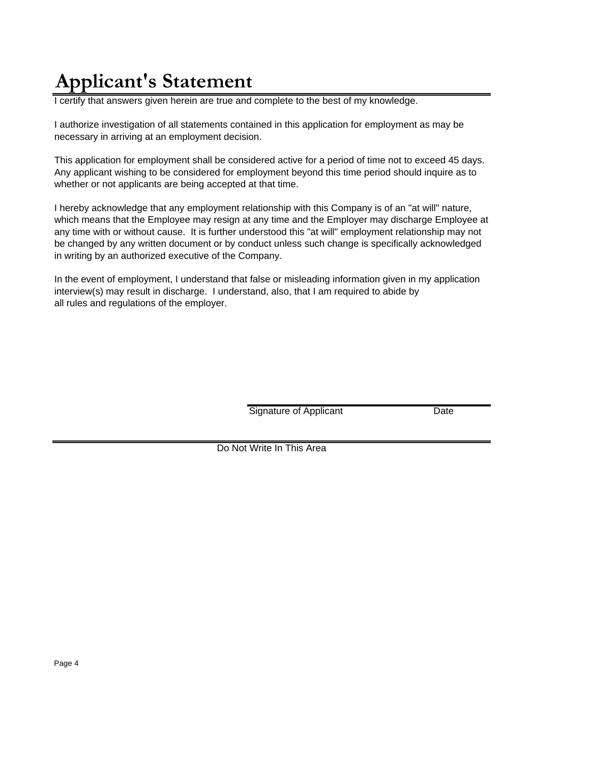# Applicant's Statement

I certify that answers given herein are true and complete to the best of my knowledge.

I authorize investigation of all statements contained in this application for employment as may be necessary in arriving at an employment decision.

This application for employment shall be considered active for a period of time not to exceed 45 days. Any applicant wishing to be considered for employment beyond this time period should inquire as to whether or not applicants are being accepted at that time.

I hereby acknowledge that any employment relationship with this Company is of an "at will" nature, which means that the Employee may resign at any time and the Employer may discharge Employee at any time with or without cause. It is further understood this "at will" employment relationship may not be changed by any written document or by conduct unless such change is specifically acknowledged in writing by an authorized executive of the Company.

In the event of employment, I understand that false or misleading information given in my application interview(s) may result in discharge. I understand, also, that I am required to abide by all rules and regulations of the employer.

Signature of Applicant Date

Do Not Write In This Area